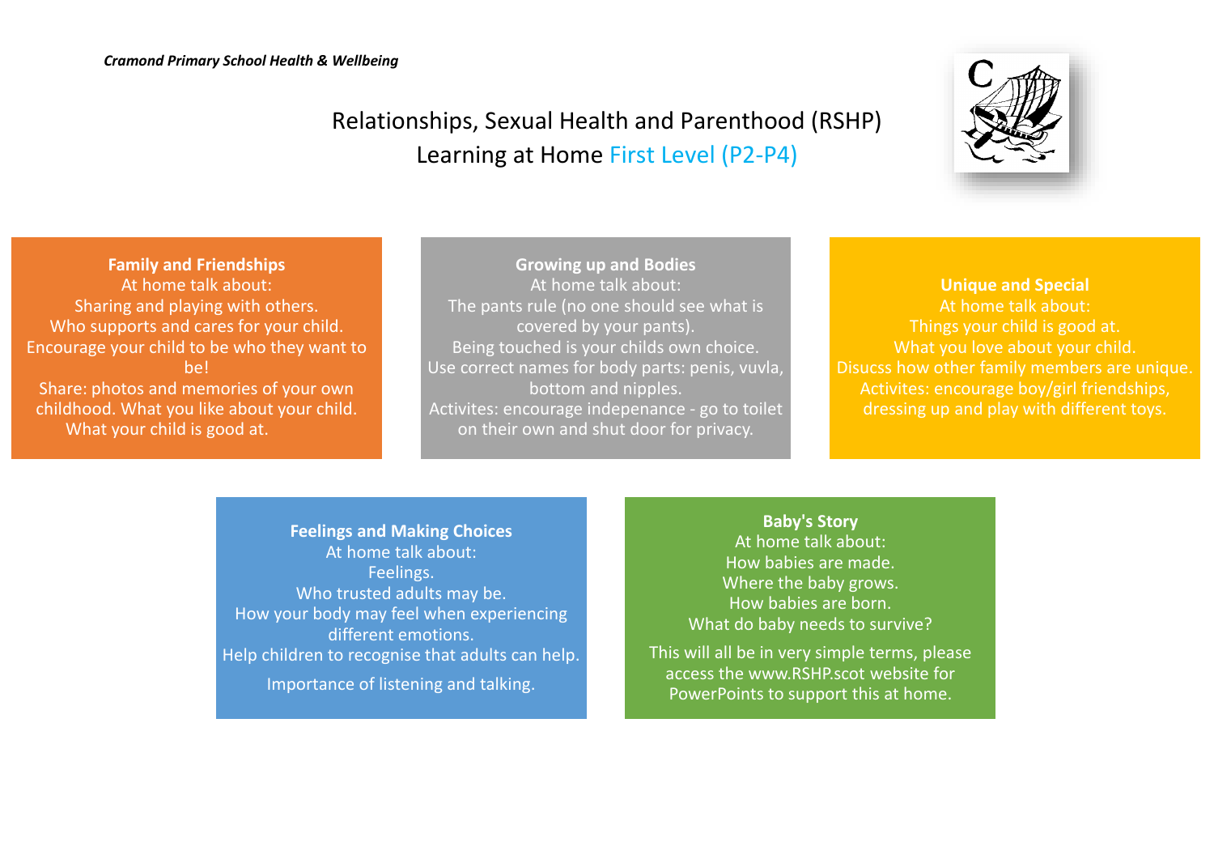*Cramond Primary School Health & Wellbeing*

# Relationships, Sexual Health and Parenthood (RSHP)
# Learning at Home First Level (P2-P4)

**Family and Friendships**

At home talk about:
Sharing and playing with others.
Who supports and cares for your child.
Encourage your child to be who they want to be!
Share: photos and memories of your own childhood. What you like about your child.
What your child is good at.

**Growing up and Bodies**

At home talk about:
The pants rule (no one should see what is covered by your pants).
Being touched is your childs own choice.
Use correct names for body parts: penis, vuvla, bottom and nipples.
Activites: encourage indepenance - go to toilet on their own and shut door for privacy.

**Unique and Special**

At home talk about:
Things your child is good at.
What you love about your child.
Disucss how other family members are unique.
Activites: encourage boy/girl friendships, dressing up and play with different toys.

**Feelings and Making Choices**

At home talk about:
Feelings.
Who trusted adults may be.
How your body may feel when experiencing different emotions.
Help children to recognise that adults can help.

Importance of listening and talking.

**Baby's Story**

At home talk about:
How babies are made.
Where the baby grows.
How babies are born.
What do baby needs to survive?

This will all be in very simple terms, please access the www.RSHP.scot website for PowerPoints to support this at home.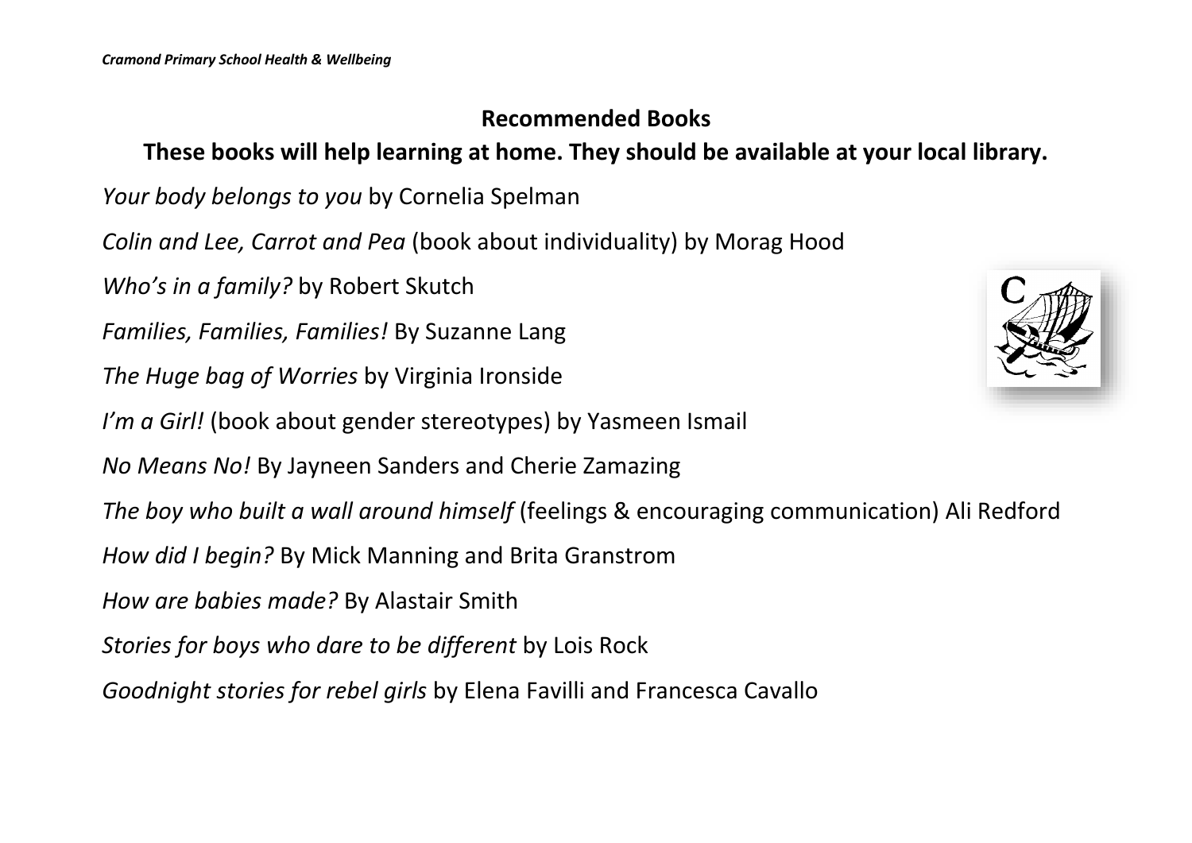## Recommended Books

**These books will help learning at home. They should be available at your local library.**

*Your body belongs to you* by Cornelia Spelman

*Colin and Lee, Carrot and Pea* (book about individuality) by Morag Hood

*Who's in a family?* by Robert Skutch

*Families, Families, Families!* By Suzanne Lang

*The Huge bag of Worries* by Virginia Ironside

*I'm a Girl!* (book about gender stereotypes) by Yasmeen Ismail

*No Means No!* By Jayneen Sanders and Cherie Zamazing

*The boy who built a wall around himself* (feelings & encouraging communication) Ali Redford

*How did I begin?* By Mick Manning and Brita Granstrom

*How are babies made?* By Alastair Smith

*Stories for boys who dare to be different* by Lois Rock

*Goodnight stories for rebel girls* by Elena Favilli and Francesca Cavallo